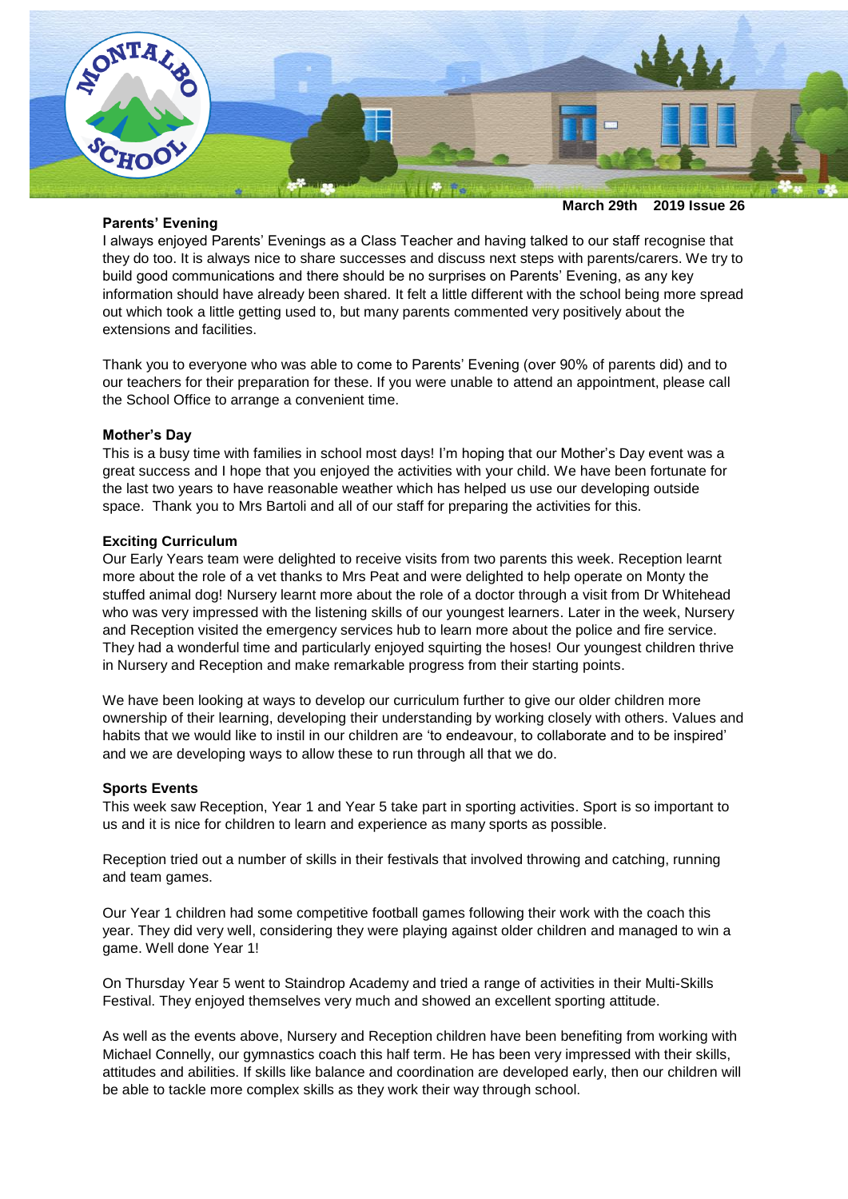**March 29th 2019 Issue 26**

## Parents' Evening

I always enjoyed Parents' Evenings as a Class Teacher and having talked to our staff recognise that they do too. It is always nice to share successes and discuss next steps with parents/carers. We try to build good communications and there should be no surprises on Parents' Evening, as any key information should have already been shared. It felt a little different with the school being more spread out which took a little getting used to, but many parents commented very positively about the extensions and facilities.

Thank you to everyone who was able to come to Parents' Evening (over 90% of parents did) and to our teachers for their preparation for these. If you were unable to attend an appointment, please call the School Office to arrange a convenient time.

## Mother's Day

This is a busy time with families in school most days! I'm hoping that our Mother's Day event was a great success and I hope that you enjoyed the activities with your child. We have been fortunate for the last two years to have reasonable weather which has helped us use our developing outside space. Thank you to Mrs Bartoli and all of our staff for preparing the activities for this.

## Exciting Curriculum

Our Early Years team were delighted to receive visits from two parents this week. Reception learnt more about the role of a vet thanks to Mrs Peat and were delighted to help operate on Monty the stuffed animal dog! Nursery learnt more about the role of a doctor through a visit from Dr Whitehead who was very impressed with the listening skills of our youngest learners. Later in the week, Nursery and Reception visited the emergency services hub to learn more about the police and fire service. They had a wonderful time and particularly enjoyed squirting the hoses! Our youngest children thrive in Nursery and Reception and make remarkable progress from their starting points.

We have been looking at ways to develop our curriculum further to give our older children more ownership of their learning, developing their understanding by working closely with others. Values and habits that we would like to instil in our children are 'to endeavour, to collaborate and to be inspired' and we are developing ways to allow these to run through all that we do.

## Sports Events

This week saw Reception, Year 1 and Year 5 take part in sporting activities. Sport is so important to us and it is nice for children to learn and experience as many sports as possible.

Reception tried out a number of skills in their festivals that involved throwing and catching, running and team games.

Our Year 1 children had some competitive football games following their work with the coach this year. They did very well, considering they were playing against older children and managed to win a game. Well done Year 1!

On Thursday Year 5 went to Staindrop Academy and tried a range of activities in their Multi-Skills Festival. They enjoyed themselves very much and showed an excellent sporting attitude.

As well as the events above, Nursery and Reception children have been benefiting from working with Michael Connelly, our gymnastics coach this half term. He has been very impressed with their skills, attitudes and abilities. If skills like balance and coordination are developed early, then our children will be able to tackle more complex skills as they work their way through school.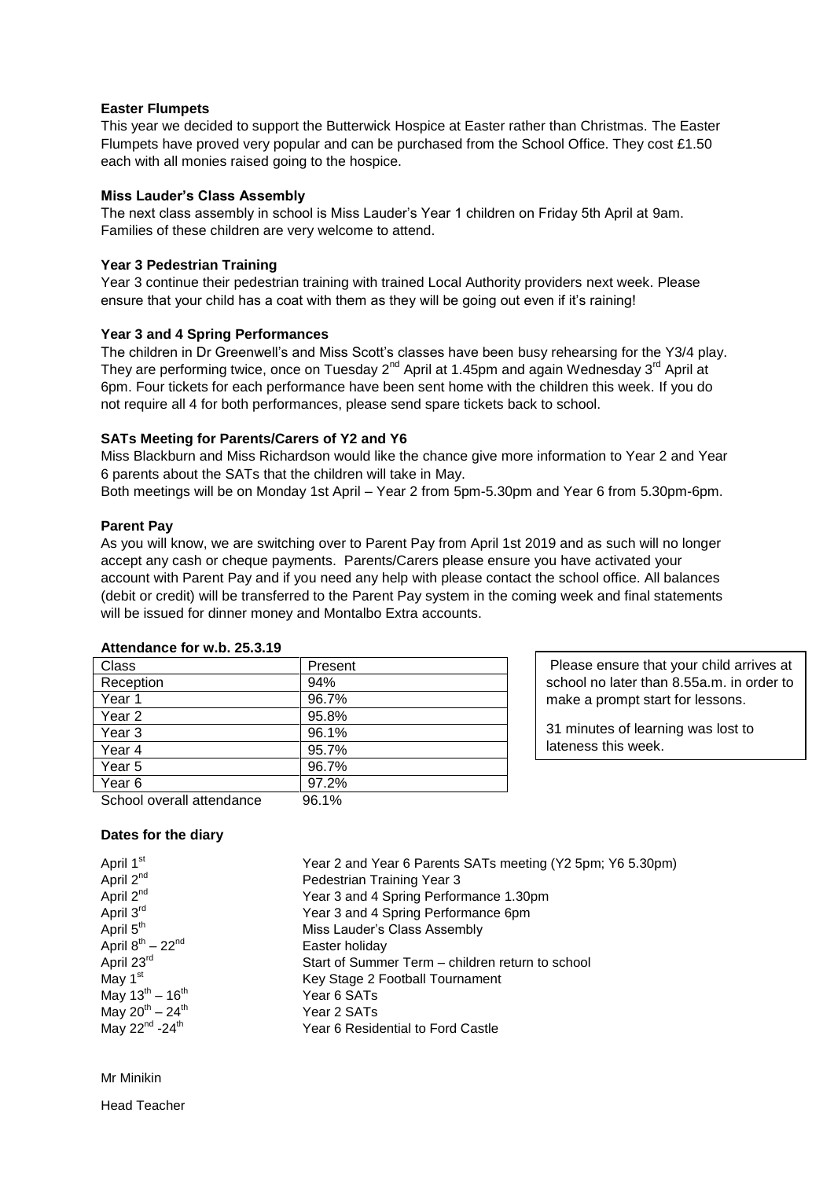**Easter Flumpets**

This year we decided to support the Butterwick Hospice at Easter rather than Christmas. The Easter Flumpets have proved very popular and can be purchased from the School Office. They cost £1.50 each with all monies raised going to the hospice.

**Miss Lauder's Class Assembly**

The next class assembly in school is Miss Lauder's Year 1 children on Friday 5th April at 9am. Families of these children are very welcome to attend.

**Year 3 Pedestrian Training**

Year 3 continue their pedestrian training with trained Local Authority providers next week. Please ensure that your child has a coat with them as they will be going out even if it's raining!

**Year 3 and 4 Spring Performances**

The children in Dr Greenwell's and Miss Scott's classes have been busy rehearsing for the Y3/4 play. They are performing twice, once on Tuesday 2nd April at 1.45pm and again Wednesday 3rd April at 6pm. Four tickets for each performance have been sent home with the children this week. If you do not require all 4 for both performances, please send spare tickets back to school.

**SATs Meeting for Parents/Carers of Y2 and Y6**

Miss Blackburn and Miss Richardson would like the chance give more information to Year 2 and Year 6 parents about the SATs that the children will take in May.

Both meetings will be on Monday 1st April – Year 2 from 5pm-5.30pm and Year 6 from 5.30pm-6pm.

**Parent Pay**

As you will know, we are switching over to Parent Pay from April 1st 2019 and as such will no longer accept any cash or cheque payments. Parents/Carers please ensure you have activated your account with Parent Pay and if you need any help with please contact the school office. All balances (debit or credit) will be transferred to the Parent Pay system in the coming week and final statements will be issued for dinner money and Montalbo Extra accounts.

**Attendance for w.b. 25.3.19**

| Class | Present |
|---|---|
| Reception | 94% |
| Year 1 | 96.7% |
| Year 2 | 95.8% |
| Year 3 | 96.1% |
| Year 4 | 95.7% |
| Year 5 | 96.7% |
| Year 6 | 97.2% |
| School overall attendance | 96.1% |

Please ensure that your child arrives at school no later than 8.55a.m. in order to make a prompt start for lessons.

31 minutes of learning was lost to lateness this week.

**Dates for the diary**

| | |
|---|---|
| April 1st | Year 2 and Year 6 Parents SATs meeting (Y2 5pm; Y6 5.30pm) |
| April 2nd | Pedestrian Training Year 3 |
| April 2nd | Year 3 and 4 Spring Performance 1.30pm |
| April 3rd | Year 3 and 4 Spring Performance 6pm |
| April 5th | Miss Lauder's Class Assembly |
| April 8th – 22nd | Easter holiday |
| April 23rd | Start of Summer Term – children return to school |
| May 1st | Key Stage 2 Football Tournament |
| May 13th – 16th | Year 6 SATs |
| May 20th – 24th | Year 2 SATs |
| May 22nd -24th | Year 6 Residential to Ford Castle |

Mr Minikin

Head Teacher